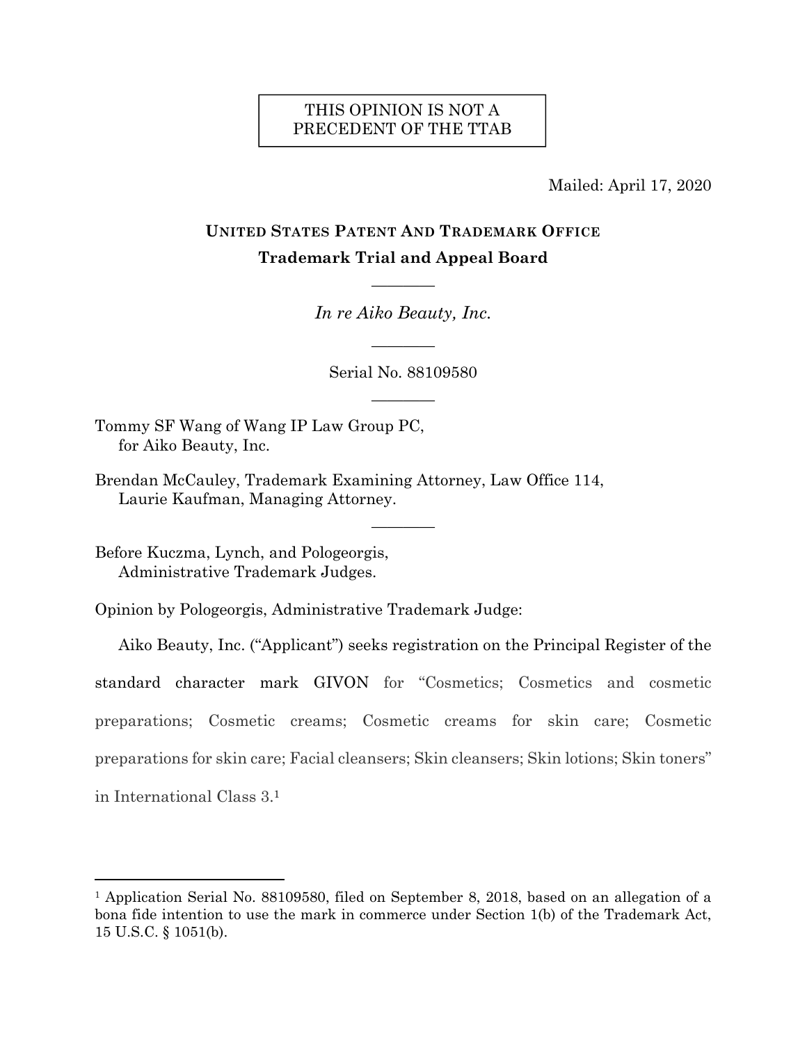THIS OPINION IS NOT A PRECEDENT OF THE TTAB

Mailed: April 17, 2020

**UNITED STATES PATENT AND TRADEMARK OFFICE**

**Trademark Trial and Appeal Board**

———

*In re Aiko Beauty, Inc.*

———

Serial No. 88109580

———

Tommy SF Wang of Wang IP Law Group PC,
for Aiko Beauty, Inc.

Brendan McCauley, Trademark Examining Attorney, Law Office 114,
Laurie Kaufman, Managing Attorney.

———

Before Kuczma, Lynch, and Pologeorgis,
Administrative Trademark Judges.

Opinion by Pologeorgis, Administrative Trademark Judge:

Aiko Beauty, Inc. ("Applicant") seeks registration on the Principal Register of the standard character mark GIVON for "Cosmetics; Cosmetics and cosmetic preparations; Cosmetic creams; Cosmetic creams for skin care; Cosmetic preparations for skin care; Facial cleansers; Skin cleansers; Skin lotions; Skin toners" in International Class 3.[1]

---

[1] Application Serial No. 88109580, filed on September 8, 2018, based on an allegation of a bona fide intention to use the mark in commerce under Section 1(b) of the Trademark Act, 15 U.S.C. § 1051(b).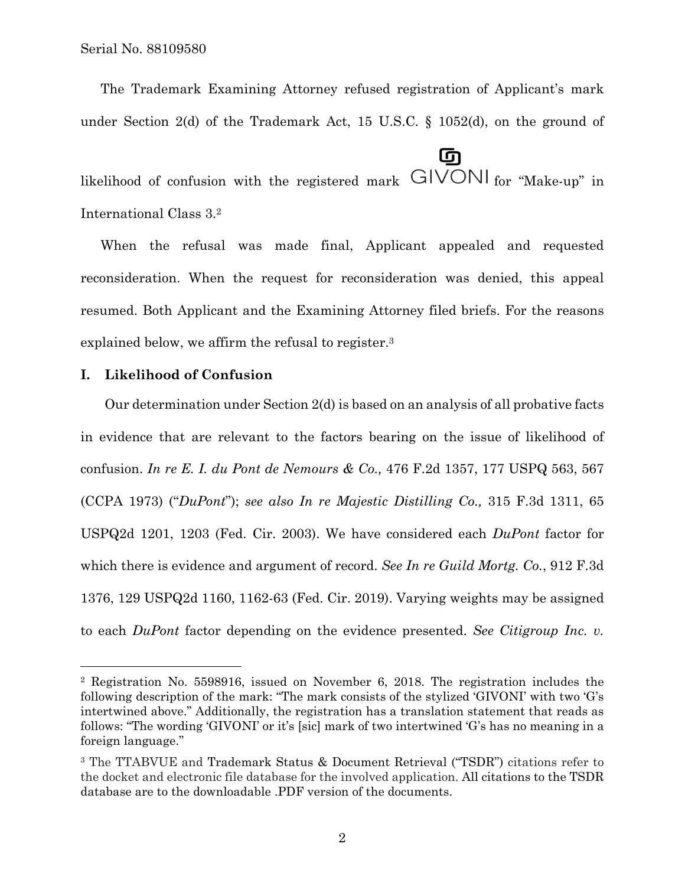The Trademark Examining Attorney refused registration of Applicant's mark under Section 2(d) of the Trademark Act, 15 U.S.C. § 1052(d), on the ground of likelihood of confusion with the registered mark GIVONI for "Make-up" in International Class 3.[2]

When the refusal was made final, Applicant appealed and requested reconsideration. When the request for reconsideration was denied, this appeal resumed. Both Applicant and the Examining Attorney filed briefs. For the reasons explained below, we affirm the refusal to register.[3]

## I. Likelihood of Confusion

Our determination under Section 2(d) is based on an analysis of all probative facts in evidence that are relevant to the factors bearing on the issue of likelihood of confusion. *In re E. I. du Pont de Nemours & Co.,* 476 F.2d 1357, 177 USPQ 563, 567 (CCPA 1973) ("*DuPont*"); *see also In re Majestic Distilling Co.,* 315 F.3d 1311, 65 USPQ2d 1201, 1203 (Fed. Cir. 2003). We have considered each *DuPont* factor for which there is evidence and argument of record. *See In re Guild Mortg. Co.*, 912 F.3d 1376, 129 USPQ2d 1160, 1162-63 (Fed. Cir. 2019). Varying weights may be assigned to each *DuPont* factor depending on the evidence presented. *See Citigroup Inc. v.*

---

[2] Registration No. 5598916, issued on November 6, 2018. The registration includes the following description of the mark: "The mark consists of the stylized 'GIVONI' with two 'G's intertwined above." Additionally, the registration has a translation statement that reads as follows: "The wording 'GIVONI' or it's [sic] mark of two intertwined 'G's has no meaning in a foreign language."

[3] The TTABVUE and Trademark Status & Document Retrieval ("TSDR") citations refer to the docket and electronic file database for the involved application. All citations to the TSDR database are to the downloadable .PDF version of the documents.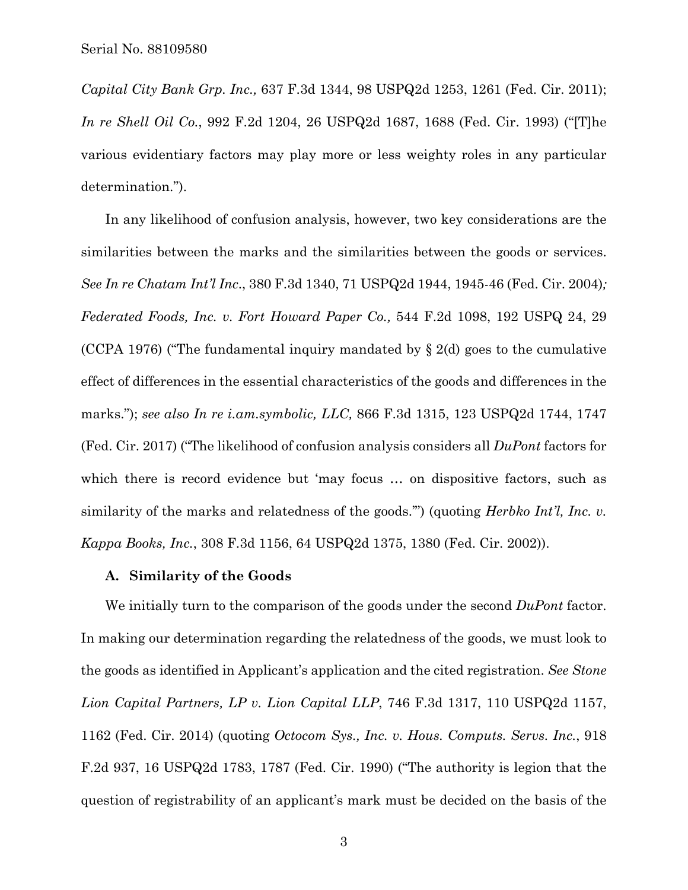*Capital City Bank Grp. Inc.,* 637 F.3d 1344, 98 USPQ2d 1253, 1261 (Fed. Cir. 2011); *In re Shell Oil Co.*, 992 F.2d 1204, 26 USPQ2d 1687, 1688 (Fed. Cir. 1993) ("[T]he various evidentiary factors may play more or less weighty roles in any particular determination.").

In any likelihood of confusion analysis, however, two key considerations are the similarities between the marks and the similarities between the goods or services. *See In re Chatam Int'l Inc*., 380 F.3d 1340, 71 USPQ2d 1944, 1945-46 (Fed. Cir. 2004)*; Federated Foods, Inc. v. Fort Howard Paper Co.,* 544 F.2d 1098, 192 USPQ 24, 29 (CCPA 1976) ("The fundamental inquiry mandated by § 2(d) goes to the cumulative effect of differences in the essential characteristics of the goods and differences in the marks."); *see also In re i.am.symbolic, LLC,* 866 F.3d 1315, 123 USPQ2d 1744, 1747 (Fed. Cir. 2017) ("The likelihood of confusion analysis considers all *DuPont* factors for which there is record evidence but 'may focus … on dispositive factors, such as similarity of the marks and relatedness of the goods.'") (quoting *Herbko Int'l, Inc. v. Kappa Books, Inc.*, 308 F.3d 1156, 64 USPQ2d 1375, 1380 (Fed. Cir. 2002)).

### A. Similarity of the Goods

We initially turn to the comparison of the goods under the second *DuPont* factor. In making our determination regarding the relatedness of the goods, we must look to the goods as identified in Applicant's application and the cited registration. *See Stone Lion Capital Partners, LP v. Lion Capital LLP*, 746 F.3d 1317, 110 USPQ2d 1157, 1162 (Fed. Cir. 2014) (quoting *Octocom Sys., Inc. v. Hous. Computs. Servs. Inc.*, 918 F.2d 937, 16 USPQ2d 1783, 1787 (Fed. Cir. 1990) ("The authority is legion that the question of registrability of an applicant's mark must be decided on the basis of the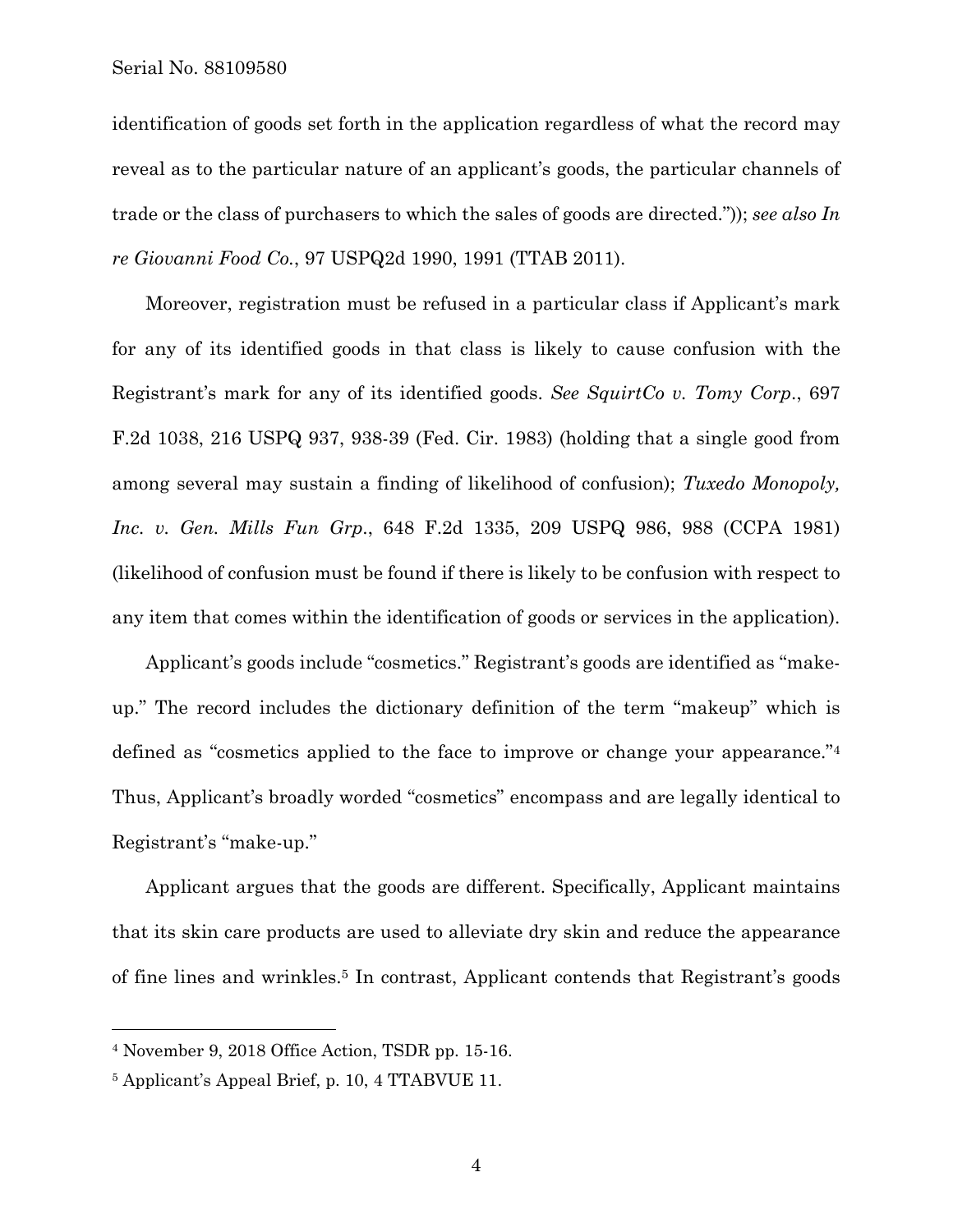identification of goods set forth in the application regardless of what the record may reveal as to the particular nature of an applicant's goods, the particular channels of trade or the class of purchasers to which the sales of goods are directed.")); *see also In re Giovanni Food Co.*, 97 USPQ2d 1990, 1991 (TTAB 2011).

Moreover, registration must be refused in a particular class if Applicant's mark for any of its identified goods in that class is likely to cause confusion with the Registrant's mark for any of its identified goods. *See SquirtCo v. Tomy Corp.*, 697 F.2d 1038, 216 USPQ 937, 938-39 (Fed. Cir. 1983) (holding that a single good from among several may sustain a finding of likelihood of confusion); *Tuxedo Monopoly, Inc. v. Gen. Mills Fun Grp.*, 648 F.2d 1335, 209 USPQ 986, 988 (CCPA 1981) (likelihood of confusion must be found if there is likely to be confusion with respect to any item that comes within the identification of goods or services in the application).

Applicant's goods include "cosmetics." Registrant's goods are identified as "make-up." The record includes the dictionary definition of the term "makeup" which is defined as "cosmetics applied to the face to improve or change your appearance."[4] Thus, Applicant's broadly worded "cosmetics" encompass and are legally identical to Registrant's "make-up."

Applicant argues that the goods are different. Specifically, Applicant maintains that its skin care products are used to alleviate dry skin and reduce the appearance of fine lines and wrinkles.[5] In contrast, Applicant contends that Registrant's goods

---

[4] November 9, 2018 Office Action, TSDR pp. 15-16.

[5] Applicant's Appeal Brief, p. 10, 4 TTABVUE 11.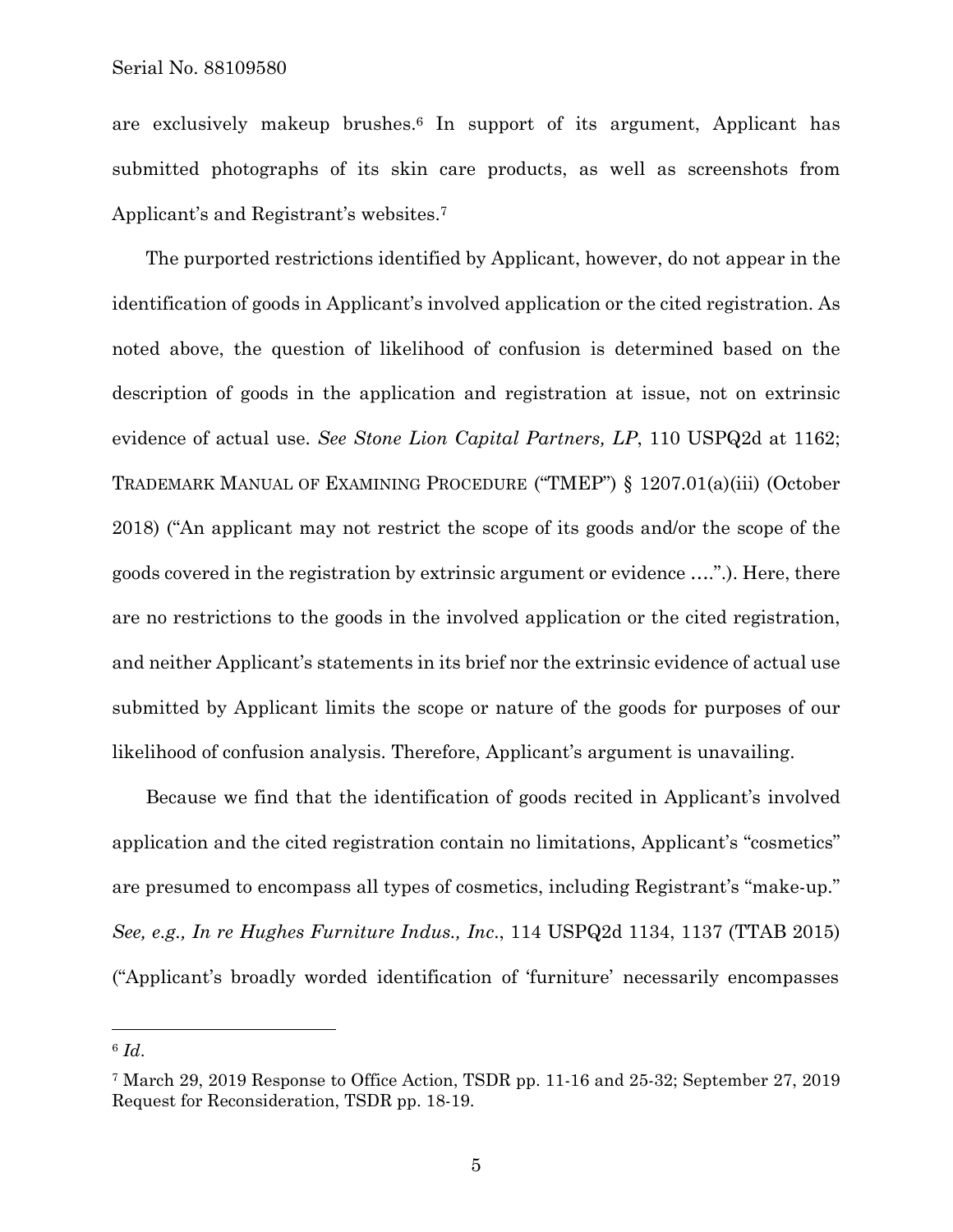are exclusively makeup brushes.[6] In support of its argument, Applicant has submitted photographs of its skin care products, as well as screenshots from Applicant's and Registrant's websites.[7]

The purported restrictions identified by Applicant, however, do not appear in the identification of goods in Applicant's involved application or the cited registration. As noted above, the question of likelihood of confusion is determined based on the description of goods in the application and registration at issue, not on extrinsic evidence of actual use. *See Stone Lion Capital Partners, LP*, 110 USPQ2d at 1162; TRADEMARK MANUAL OF EXAMINING PROCEDURE ("TMEP") § 1207.01(a)(iii) (October 2018) ("An applicant may not restrict the scope of its goods and/or the scope of the goods covered in the registration by extrinsic argument or evidence ….".). Here, there are no restrictions to the goods in the involved application or the cited registration, and neither Applicant's statements in its brief nor the extrinsic evidence of actual use submitted by Applicant limits the scope or nature of the goods for purposes of our likelihood of confusion analysis. Therefore, Applicant's argument is unavailing.

Because we find that the identification of goods recited in Applicant's involved application and the cited registration contain no limitations, Applicant's "cosmetics" are presumed to encompass all types of cosmetics, including Registrant's "make-up." *See, e.g., In re Hughes Furniture Indus., Inc*., 114 USPQ2d 1134, 1137 (TTAB 2015) ("Applicant's broadly worded identification of 'furniture' necessarily encompasses

---

[6] *Id*.

[7] March 29, 2019 Response to Office Action, TSDR pp. 11-16 and 25-32; September 27, 2019 Request for Reconsideration, TSDR pp. 18-19.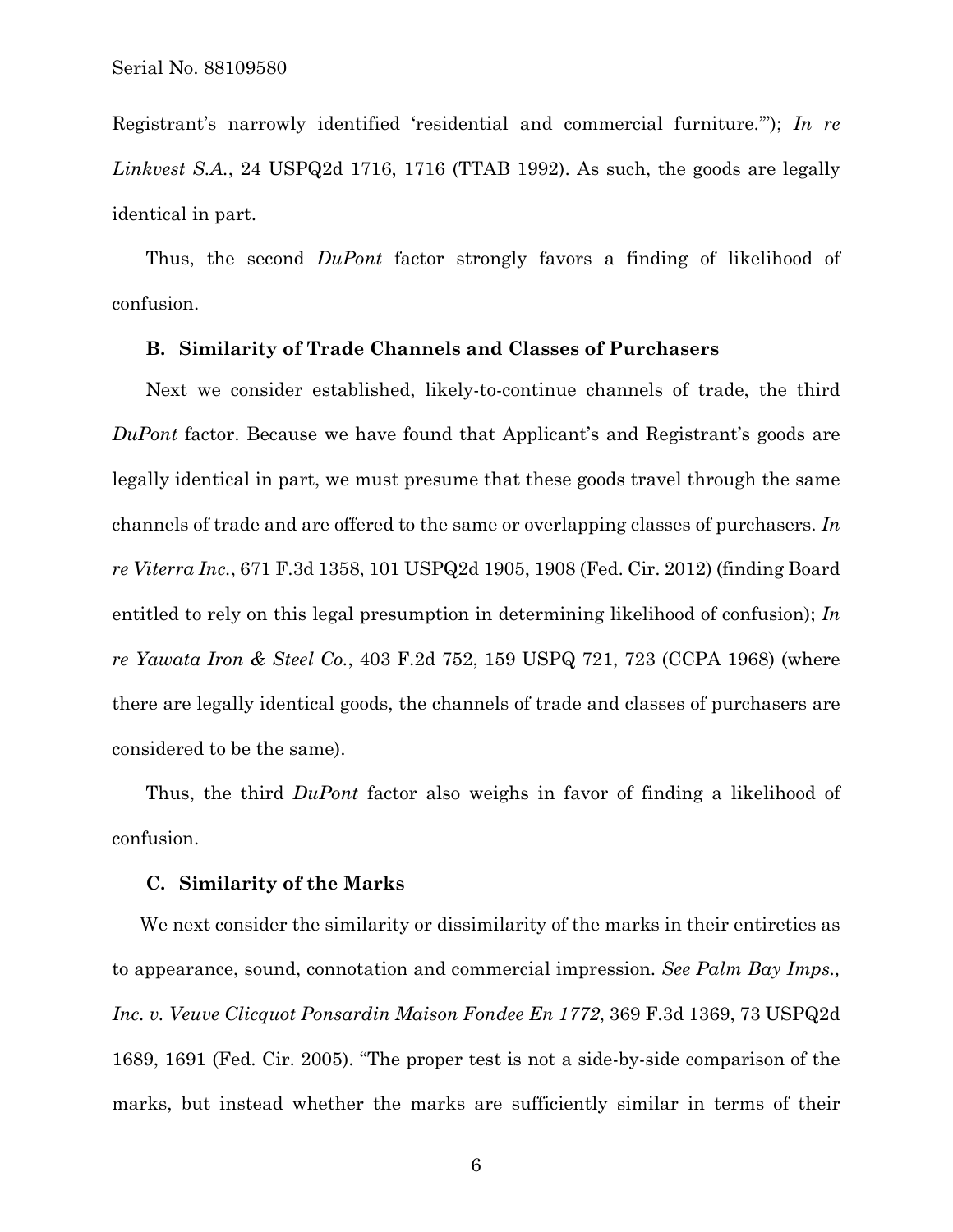Registrant's narrowly identified 'residential and commercial furniture.'"); *In re Linkvest S.A.*, 24 USPQ2d 1716, 1716 (TTAB 1992). As such, the goods are legally identical in part.

Thus, the second *DuPont* factor strongly favors a finding of likelihood of confusion.

### B. Similarity of Trade Channels and Classes of Purchasers

Next we consider established, likely-to-continue channels of trade, the third *DuPont* factor. Because we have found that Applicant's and Registrant's goods are legally identical in part, we must presume that these goods travel through the same channels of trade and are offered to the same or overlapping classes of purchasers. *In re Viterra Inc.*, 671 F.3d 1358, 101 USPQ2d 1905, 1908 (Fed. Cir. 2012) (finding Board entitled to rely on this legal presumption in determining likelihood of confusion); *In re Yawata Iron & Steel Co.*, 403 F.2d 752, 159 USPQ 721, 723 (CCPA 1968) (where there are legally identical goods, the channels of trade and classes of purchasers are considered to be the same).

Thus, the third *DuPont* factor also weighs in favor of finding a likelihood of confusion.

### C. Similarity of the Marks

We next consider the similarity or dissimilarity of the marks in their entireties as to appearance, sound, connotation and commercial impression. *See Palm Bay Imps., Inc. v. Veuve Clicquot Ponsardin Maison Fondee En 1772*, 369 F.3d 1369, 73 USPQ2d 1689, 1691 (Fed. Cir. 2005). "The proper test is not a side-by-side comparison of the marks, but instead whether the marks are sufficiently similar in terms of their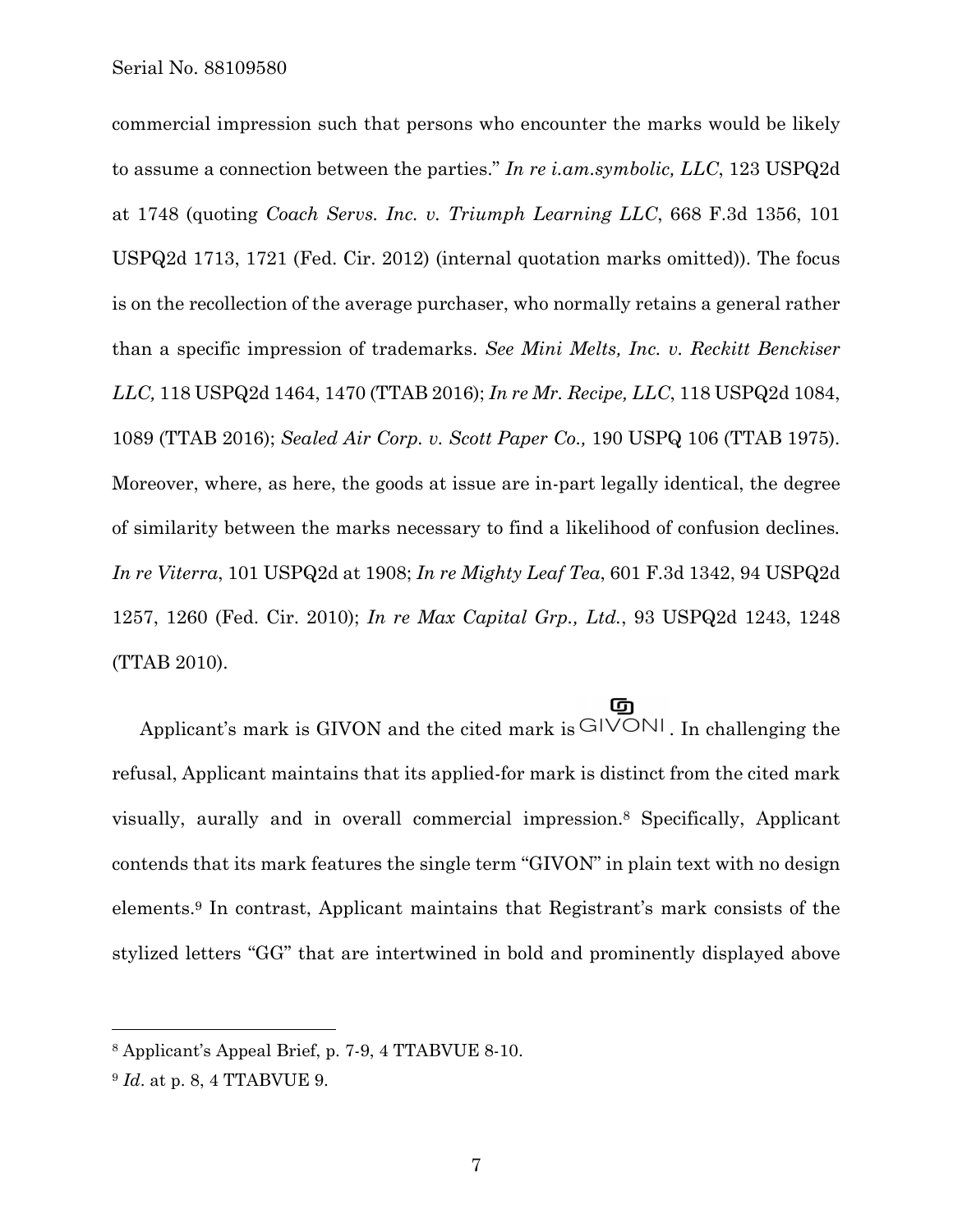commercial impression such that persons who encounter the marks would be likely to assume a connection between the parties." *In re i.am.symbolic, LLC*, 123 USPQ2d at 1748 (quoting *Coach Servs. Inc. v. Triumph Learning LLC*, 668 F.3d 1356, 101 USPQ2d 1713, 1721 (Fed. Cir. 2012) (internal quotation marks omitted)). The focus is on the recollection of the average purchaser, who normally retains a general rather than a specific impression of trademarks. *See Mini Melts, Inc. v. Reckitt Benckiser LLC,* 118 USPQ2d 1464, 1470 (TTAB 2016); *In re Mr. Recipe, LLC*, 118 USPQ2d 1084, 1089 (TTAB 2016); *Sealed Air Corp. v. Scott Paper Co.,* 190 USPQ 106 (TTAB 1975). Moreover, where, as here, the goods at issue are in-part legally identical, the degree of similarity between the marks necessary to find a likelihood of confusion declines. *In re Viterra*, 101 USPQ2d at 1908; *In re Mighty Leaf Tea*, 601 F.3d 1342, 94 USPQ2d 1257, 1260 (Fed. Cir. 2010); *In re Max Capital Grp., Ltd.*, 93 USPQ2d 1243, 1248 (TTAB 2010).

Applicant's mark is GIVON and the cited mark is GIVONI. In challenging the refusal, Applicant maintains that its applied-for mark is distinct from the cited mark visually, aurally and in overall commercial impression.[8] Specifically, Applicant contends that its mark features the single term "GIVON" in plain text with no design elements.[9] In contrast, Applicant maintains that Registrant's mark consists of the stylized letters "GG" that are intertwined in bold and prominently displayed above

---

[8] Applicant's Appeal Brief, p. 7-9, 4 TTABVUE 8-10.

[9] *Id*. at p. 8, 4 TTABVUE 9.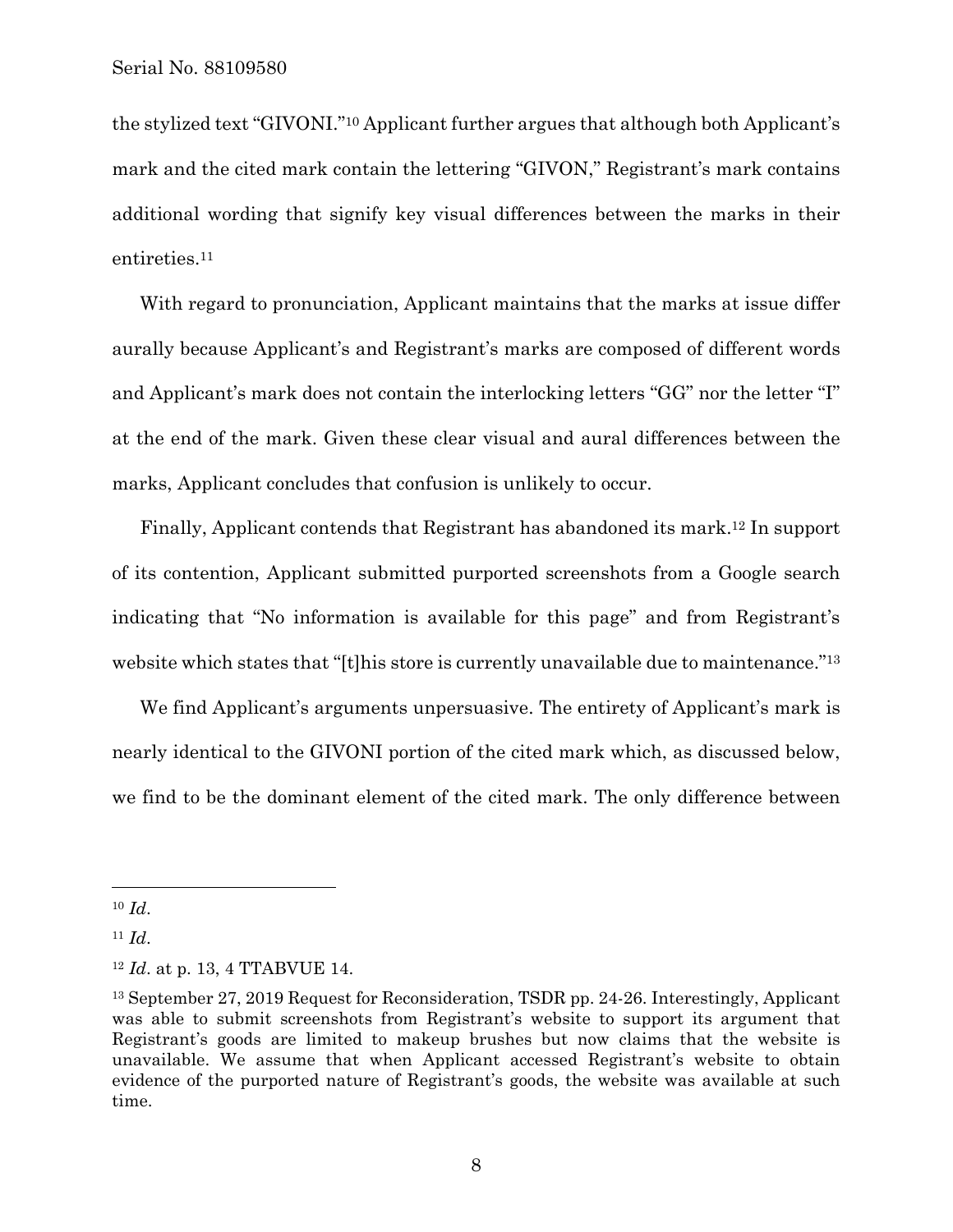the stylized text "GIVONI."[10] Applicant further argues that although both Applicant's mark and the cited mark contain the lettering "GIVON," Registrant's mark contains additional wording that signify key visual differences between the marks in their entireties.[11]

With regard to pronunciation, Applicant maintains that the marks at issue differ aurally because Applicant's and Registrant's marks are composed of different words and Applicant's mark does not contain the interlocking letters "GG" nor the letter "I" at the end of the mark. Given these clear visual and aural differences between the marks, Applicant concludes that confusion is unlikely to occur.

Finally, Applicant contends that Registrant has abandoned its mark.[12] In support of its contention, Applicant submitted purported screenshots from a Google search indicating that "No information is available for this page" and from Registrant's website which states that "[t]his store is currently unavailable due to maintenance."[13]

We find Applicant's arguments unpersuasive. The entirety of Applicant's mark is nearly identical to the GIVONI portion of the cited mark which, as discussed below, we find to be the dominant element of the cited mark. The only difference between

---

[10] *Id*.

[11] *Id*.

[12] *Id*. at p. 13, 4 TTABVUE 14.

[13] September 27, 2019 Request for Reconsideration, TSDR pp. 24-26. Interestingly, Applicant was able to submit screenshots from Registrant's website to support its argument that Registrant's goods are limited to makeup brushes but now claims that the website is unavailable. We assume that when Applicant accessed Registrant's website to obtain evidence of the purported nature of Registrant's goods, the website was available at such time.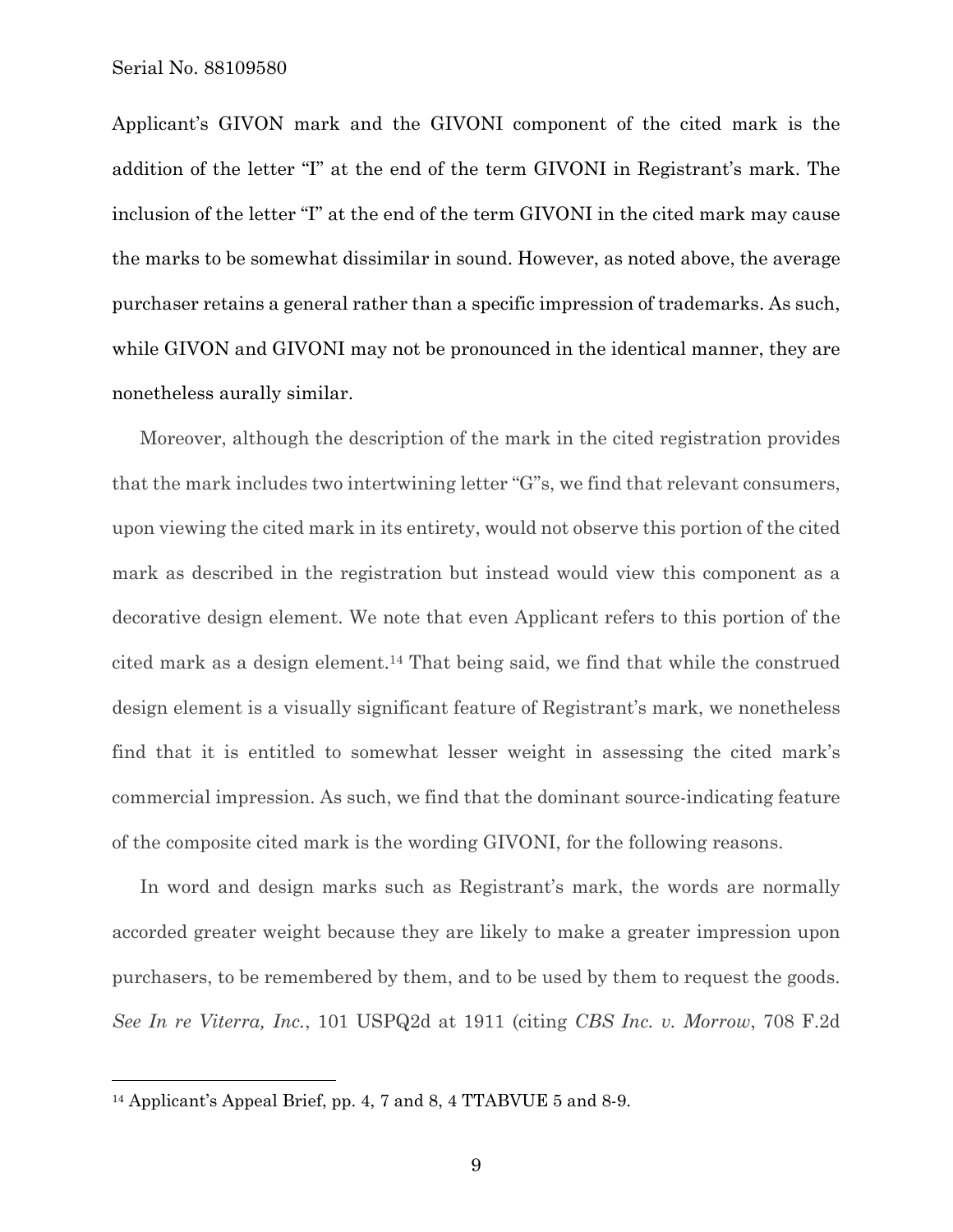Applicant's GIVON mark and the GIVONI component of the cited mark is the addition of the letter "I" at the end of the term GIVONI in Registrant's mark. The inclusion of the letter "I" at the end of the term GIVONI in the cited mark may cause the marks to be somewhat dissimilar in sound. However, as noted above, the average purchaser retains a general rather than a specific impression of trademarks. As such, while GIVON and GIVONI may not be pronounced in the identical manner, they are nonetheless aurally similar.

Moreover, although the description of the mark in the cited registration provides that the mark includes two intertwining letter "G"s, we find that relevant consumers, upon viewing the cited mark in its entirety, would not observe this portion of the cited mark as described in the registration but instead would view this component as a decorative design element. We note that even Applicant refers to this portion of the cited mark as a design element.[14] That being said, we find that while the construed design element is a visually significant feature of Registrant's mark, we nonetheless find that it is entitled to somewhat lesser weight in assessing the cited mark's commercial impression. As such, we find that the dominant source-indicating feature of the composite cited mark is the wording GIVONI, for the following reasons.

In word and design marks such as Registrant's mark, the words are normally accorded greater weight because they are likely to make a greater impression upon purchasers, to be remembered by them, and to be used by them to request the goods. *See In re Viterra, Inc.*, 101 USPQ2d at 1911 (citing *CBS Inc. v. Morrow*, 708 F.2d

---

[14] Applicant's Appeal Brief, pp. 4, 7 and 8, 4 TTABVUE 5 and 8-9.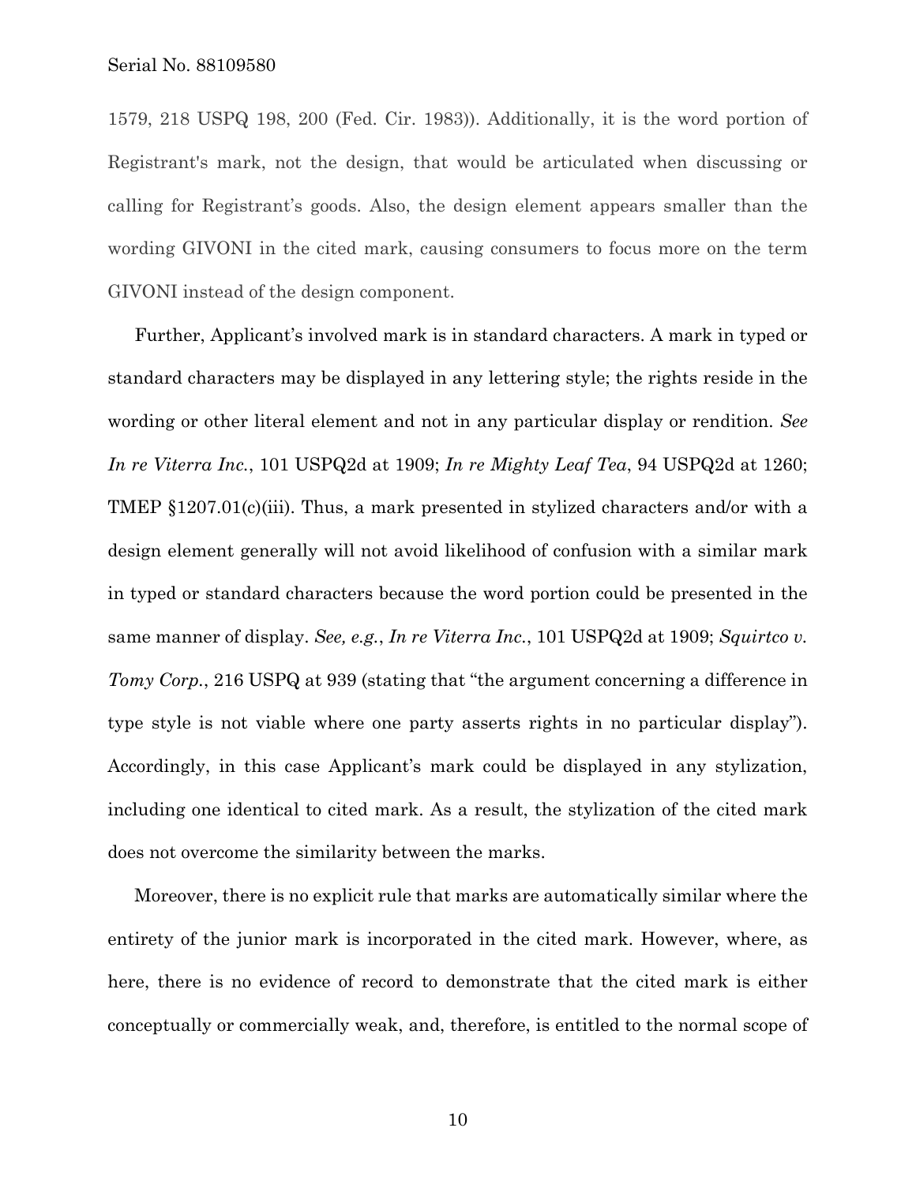1579, 218 USPQ 198, 200 (Fed. Cir. 1983)). Additionally, it is the word portion of Registrant's mark, not the design, that would be articulated when discussing or calling for Registrant's goods. Also, the design element appears smaller than the wording GIVONI in the cited mark, causing consumers to focus more on the term GIVONI instead of the design component.

Further, Applicant's involved mark is in standard characters. A mark in typed or standard characters may be displayed in any lettering style; the rights reside in the wording or other literal element and not in any particular display or rendition. *See In re Viterra Inc.*, 101 USPQ2d at 1909; *In re Mighty Leaf Tea*, 94 USPQ2d at 1260; TMEP §1207.01(c)(iii). Thus, a mark presented in stylized characters and/or with a design element generally will not avoid likelihood of confusion with a similar mark in typed or standard characters because the word portion could be presented in the same manner of display. *See, e.g.*, *In re Viterra Inc.*, 101 USPQ2d at 1909; *Squirtco v. Tomy Corp.*, 216 USPQ at 939 (stating that "the argument concerning a difference in type style is not viable where one party asserts rights in no particular display"). Accordingly, in this case Applicant's mark could be displayed in any stylization, including one identical to cited mark. As a result, the stylization of the cited mark does not overcome the similarity between the marks.

Moreover, there is no explicit rule that marks are automatically similar where the entirety of the junior mark is incorporated in the cited mark. However, where, as here, there is no evidence of record to demonstrate that the cited mark is either conceptually or commercially weak, and, therefore, is entitled to the normal scope of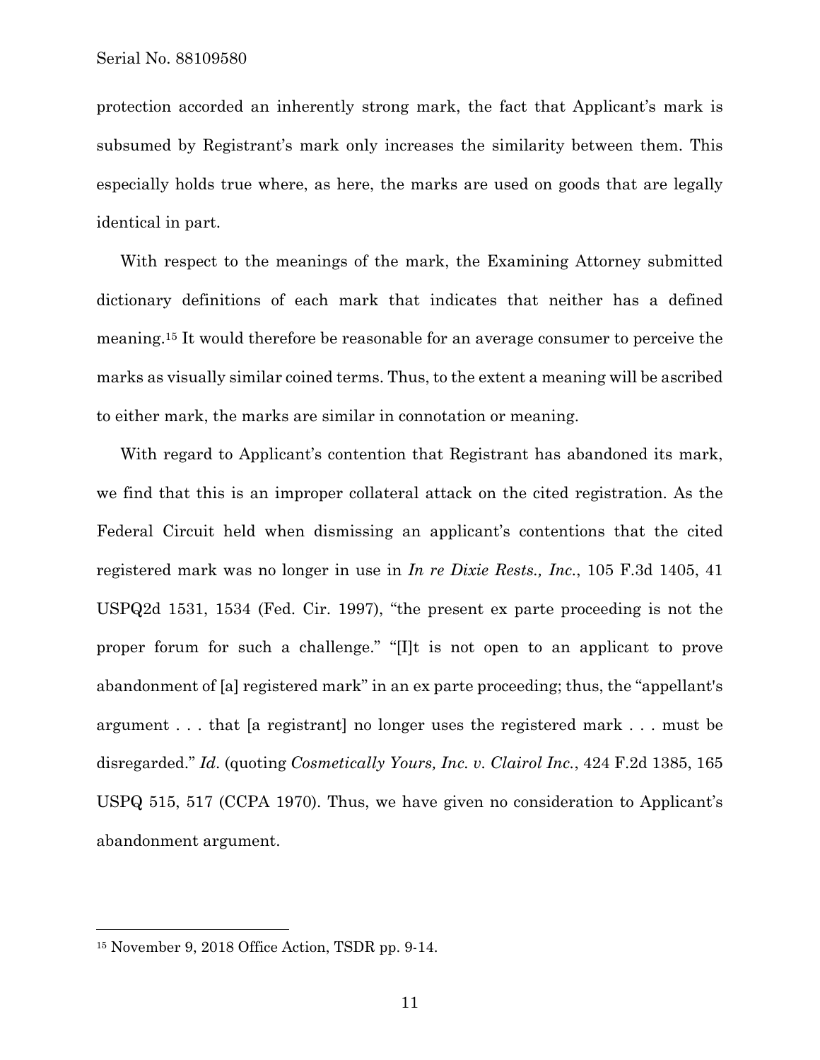protection accorded an inherently strong mark, the fact that Applicant's mark is subsumed by Registrant's mark only increases the similarity between them. This especially holds true where, as here, the marks are used on goods that are legally identical in part.

With respect to the meanings of the mark, the Examining Attorney submitted dictionary definitions of each mark that indicates that neither has a defined meaning.[15] It would therefore be reasonable for an average consumer to perceive the marks as visually similar coined terms. Thus, to the extent a meaning will be ascribed to either mark, the marks are similar in connotation or meaning.

With regard to Applicant's contention that Registrant has abandoned its mark, we find that this is an improper collateral attack on the cited registration. As the Federal Circuit held when dismissing an applicant's contentions that the cited registered mark was no longer in use in *In re Dixie Rests., Inc.*, 105 F.3d 1405, 41 USPQ2d 1531, 1534 (Fed. Cir. 1997), "the present ex parte proceeding is not the proper forum for such a challenge." "[I]t is not open to an applicant to prove abandonment of [a] registered mark" in an ex parte proceeding; thus, the "appellant's argument . . . that [a registrant] no longer uses the registered mark . . . must be disregarded." *Id.* (quoting *Cosmetically Yours, Inc. v. Clairol Inc.*, 424 F.2d 1385, 165 USPQ 515, 517 (CCPA 1970). Thus, we have given no consideration to Applicant's abandonment argument.

---

[15] November 9, 2018 Office Action, TSDR pp. 9-14.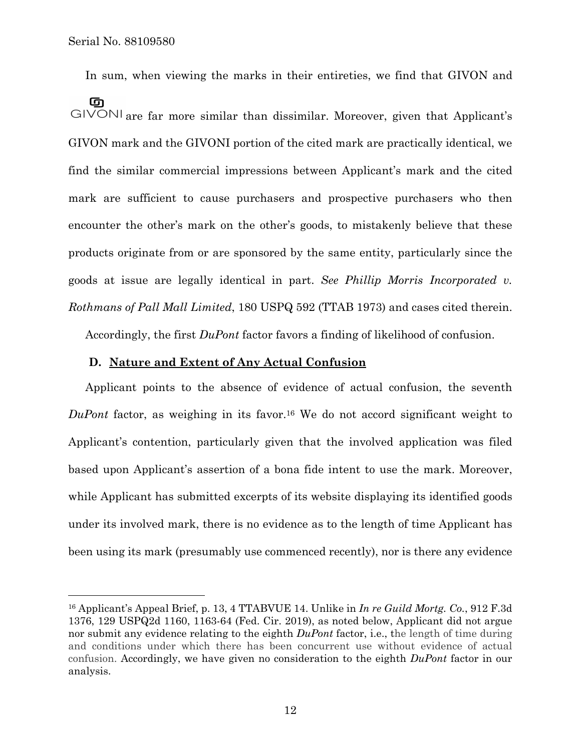In sum, when viewing the marks in their entireties, we find that GIVON and GIVONI are far more similar than dissimilar. Moreover, given that Applicant's GIVON mark and the GIVONI portion of the cited mark are practically identical, we find the similar commercial impressions between Applicant's mark and the cited mark are sufficient to cause purchasers and prospective purchasers who then encounter the other's mark on the other's goods, to mistakenly believe that these products originate from or are sponsored by the same entity, particularly since the goods at issue are legally identical in part. *See Phillip Morris Incorporated v. Rothmans of Pall Mall Limited*, 180 USPQ 592 (TTAB 1973) and cases cited therein.

Accordingly, the first *DuPont* factor favors a finding of likelihood of confusion.

### D. Nature and Extent of Any Actual Confusion

Applicant points to the absence of evidence of actual confusion, the seventh *DuPont* factor, as weighing in its favor.[16] We do not accord significant weight to Applicant's contention, particularly given that the involved application was filed based upon Applicant's assertion of a bona fide intent to use the mark. Moreover, while Applicant has submitted excerpts of its website displaying its identified goods under its involved mark, there is no evidence as to the length of time Applicant has been using its mark (presumably use commenced recently), nor is there any evidence

---

[16] Applicant's Appeal Brief, p. 13, 4 TTABVUE 14. Unlike in *In re Guild Mortg. Co.*, 912 F.3d 1376, 129 USPQ2d 1160, 1163-64 (Fed. Cir. 2019), as noted below, Applicant did not argue nor submit any evidence relating to the eighth *DuPont* factor, i.e., the length of time during and conditions under which there has been concurrent use without evidence of actual confusion. Accordingly, we have given no consideration to the eighth *DuPont* factor in our analysis.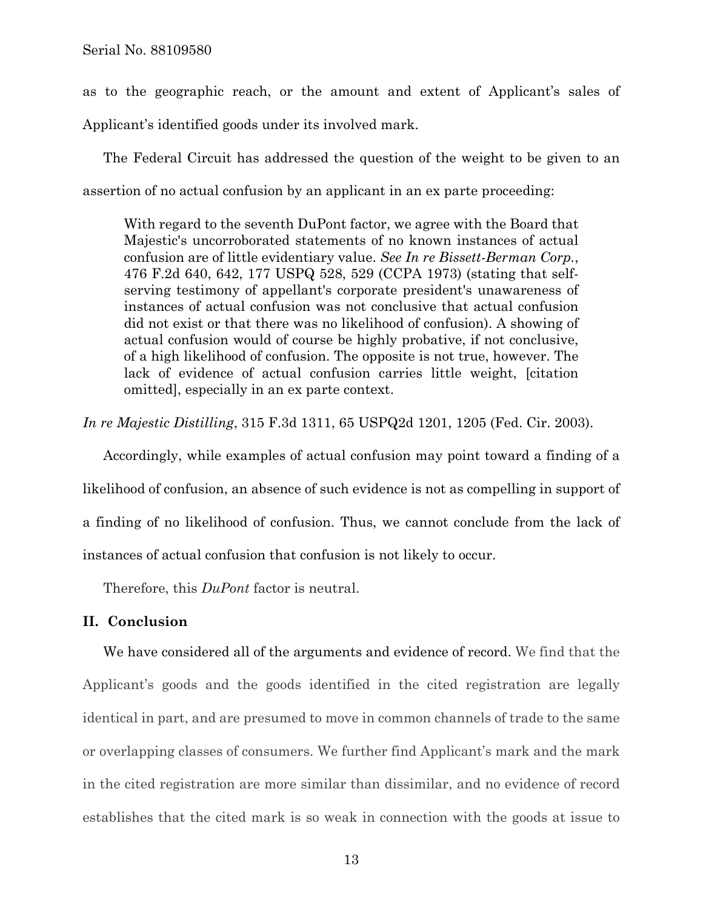as to the geographic reach, or the amount and extent of Applicant's sales of Applicant's identified goods under its involved mark.

The Federal Circuit has addressed the question of the weight to be given to an assertion of no actual confusion by an applicant in an ex parte proceeding:

> With regard to the seventh DuPont factor, we agree with the Board that Majestic's uncorroborated statements of no known instances of actual confusion are of little evidentiary value. *See In re Bissett-Berman Corp.*, 476 F.2d 640, 642, 177 USPQ 528, 529 (CCPA 1973) (stating that self-serving testimony of appellant's corporate president's unawareness of instances of actual confusion was not conclusive that actual confusion did not exist or that there was no likelihood of confusion). A showing of actual confusion would of course be highly probative, if not conclusive, of a high likelihood of confusion. The opposite is not true, however. The lack of evidence of actual confusion carries little weight, [citation omitted], especially in an ex parte context.

*In re Majestic Distilling*, 315 F.3d 1311, 65 USPQ2d 1201, 1205 (Fed. Cir. 2003).

Accordingly, while examples of actual confusion may point toward a finding of a likelihood of confusion, an absence of such evidence is not as compelling in support of a finding of no likelihood of confusion. Thus, we cannot conclude from the lack of instances of actual confusion that confusion is not likely to occur.

Therefore, this *DuPont* factor is neutral.

## II. Conclusion

We have considered all of the arguments and evidence of record. We find that the Applicant's goods and the goods identified in the cited registration are legally identical in part, and are presumed to move in common channels of trade to the same or overlapping classes of consumers. We further find Applicant's mark and the mark in the cited registration are more similar than dissimilar, and no evidence of record establishes that the cited mark is so weak in connection with the goods at issue to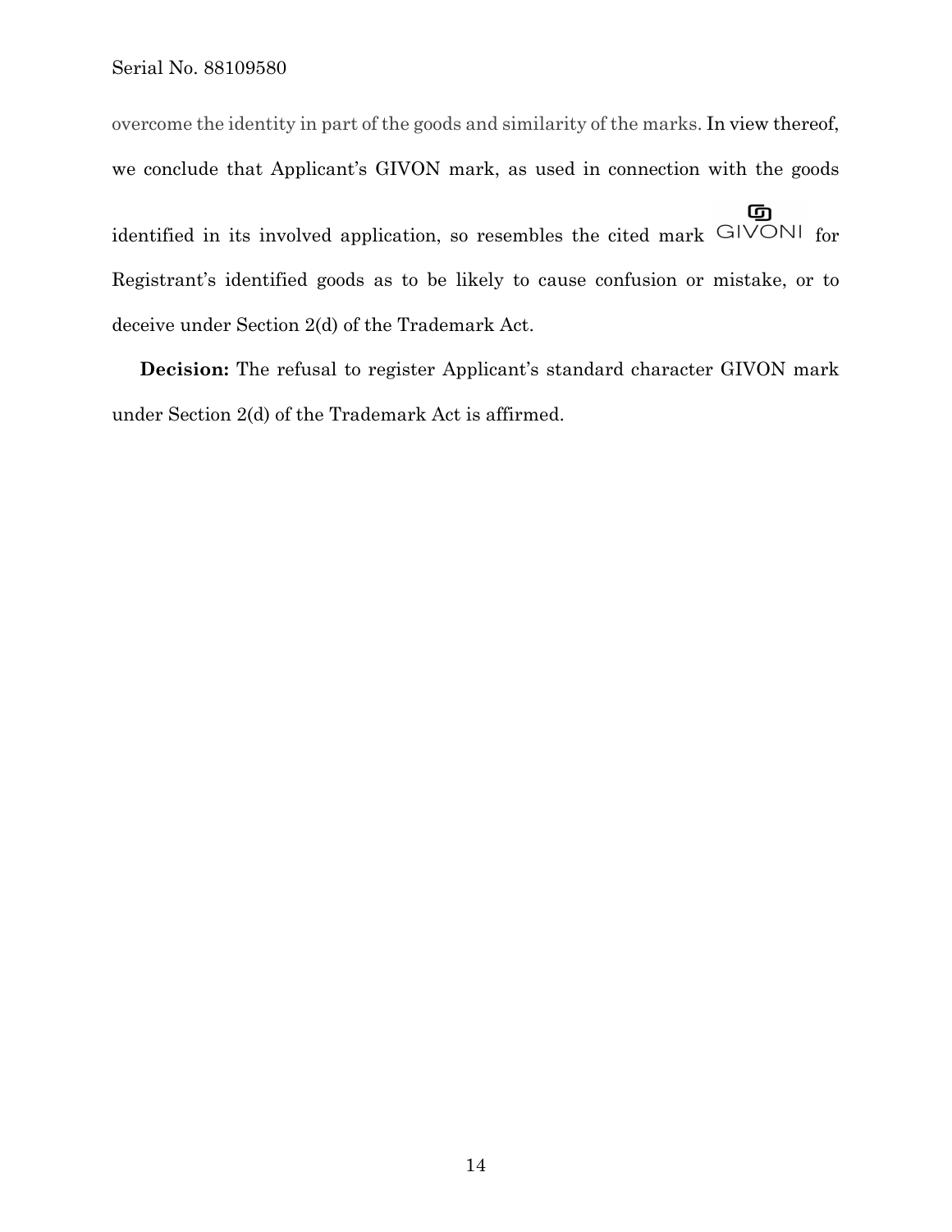overcome the identity in part of the goods and similarity of the marks. In view thereof, we conclude that Applicant's GIVON mark, as used in connection with the goods identified in its involved application, so resembles the cited mark GIVONI for Registrant's identified goods as to be likely to cause confusion or mistake, or to deceive under Section 2(d) of the Trademark Act.

**Decision:** The refusal to register Applicant's standard character GIVON mark under Section 2(d) of the Trademark Act is affirmed.